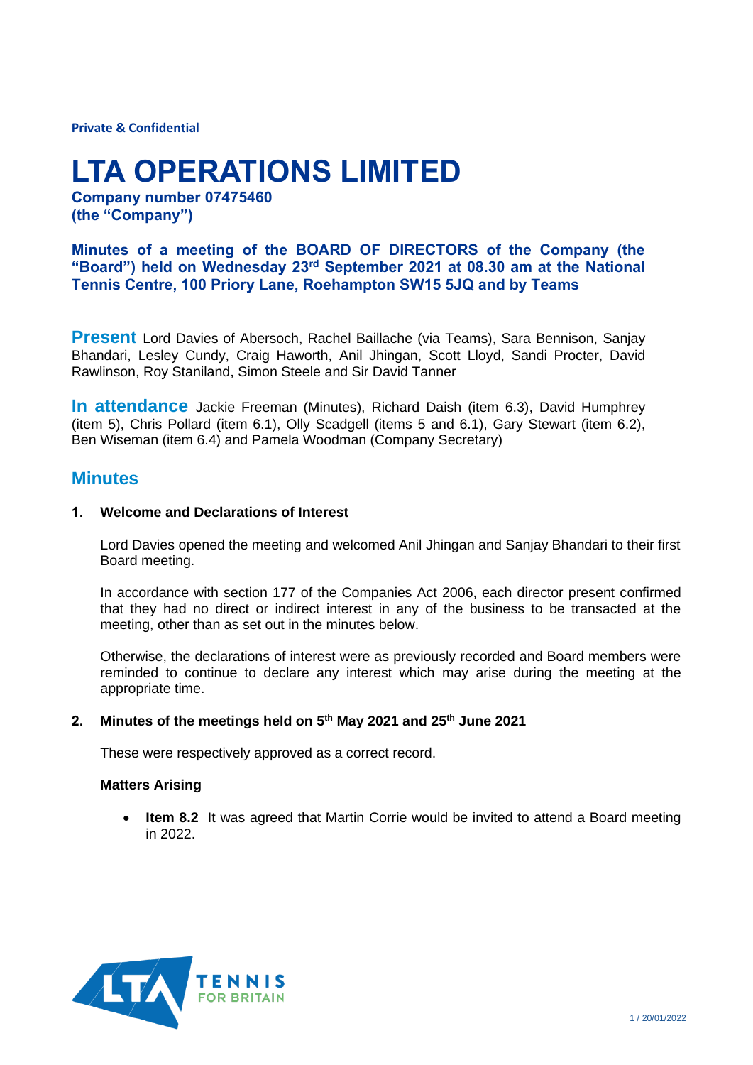**Private & Confidential**

# LTA OPERATIONS LIMITED

**Company number 07475460**
**(the "Company")**

**Minutes of a meeting of the BOARD OF DIRECTORS of the Company (the "Board") held on Wednesday 23rd September 2021 at 08.30 am at the National Tennis Centre, 100 Priory Lane, Roehampton SW15 5JQ and by Teams**

**Present** Lord Davies of Abersoch, Rachel Baillache (via Teams), Sara Bennison, Sanjay Bhandari, Lesley Cundy, Craig Haworth, Anil Jhingan, Scott Lloyd, Sandi Procter, David Rawlinson, Roy Staniland, Simon Steele and Sir David Tanner

**In attendance** Jackie Freeman (Minutes), Richard Daish (item 6.3), David Humphrey (item 5), Chris Pollard (item 6.1), Olly Scadgell (items 5 and 6.1), Gary Stewart (item 6.2), Ben Wiseman (item 6.4) and Pamela Woodman (Company Secretary)

## Minutes

### 1. Welcome and Declarations of Interest

Lord Davies opened the meeting and welcomed Anil Jhingan and Sanjay Bhandari to their first Board meeting.

In accordance with section 177 of the Companies Act 2006, each director present confirmed that they had no direct or indirect interest in any of the business to be transacted at the meeting, other than as set out in the minutes below.

Otherwise, the declarations of interest were as previously recorded and Board members were reminded to continue to declare any interest which may arise during the meeting at the appropriate time.

### 2. Minutes of the meetings held on 5th May 2021 and 25th June 2021

These were respectively approved as a correct record.

**Matters Arising**

- **Item 8.2** It was agreed that Martin Corrie would be invited to attend a Board meeting in 2022.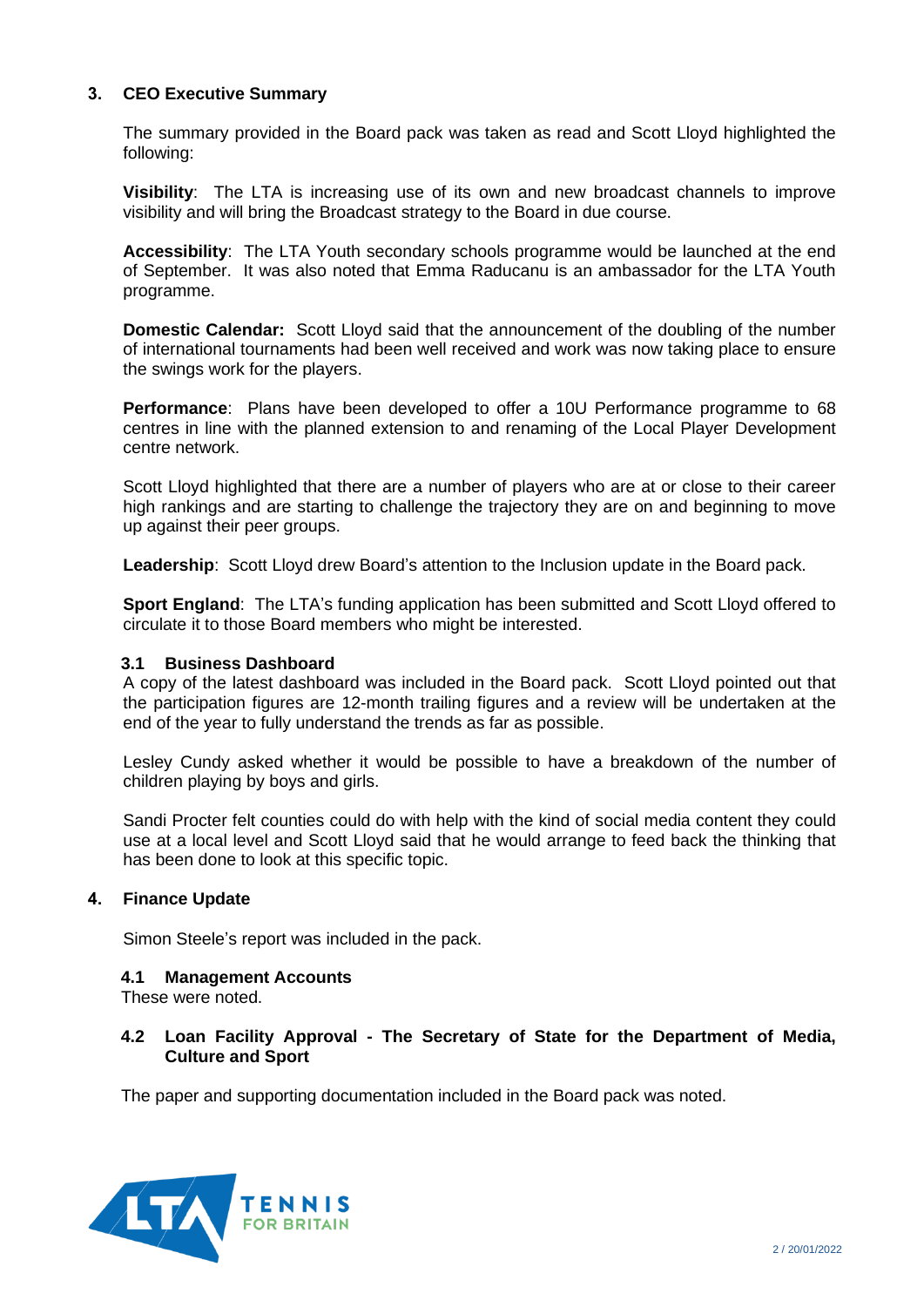## 3. CEO Executive Summary

The summary provided in the Board pack was taken as read and Scott Lloyd highlighted the following:

**Visibility**: The LTA is increasing use of its own and new broadcast channels to improve visibility and will bring the Broadcast strategy to the Board in due course.

**Accessibility**: The LTA Youth secondary schools programme would be launched at the end of September. It was also noted that Emma Raducanu is an ambassador for the LTA Youth programme.

**Domestic Calendar:** Scott Lloyd said that the announcement of the doubling of the number of international tournaments had been well received and work was now taking place to ensure the swings work for the players.

**Performance**: Plans have been developed to offer a 10U Performance programme to 68 centres in line with the planned extension to and renaming of the Local Player Development centre network.

Scott Lloyd highlighted that there are a number of players who are at or close to their career high rankings and are starting to challenge the trajectory they are on and beginning to move up against their peer groups.

**Leadership**: Scott Lloyd drew Board's attention to the Inclusion update in the Board pack.

**Sport England**: The LTA's funding application has been submitted and Scott Lloyd offered to circulate it to those Board members who might be interested.

### 3.1 Business Dashboard

A copy of the latest dashboard was included in the Board pack. Scott Lloyd pointed out that the participation figures are 12-month trailing figures and a review will be undertaken at the end of the year to fully understand the trends as far as possible.

Lesley Cundy asked whether it would be possible to have a breakdown of the number of children playing by boys and girls.

Sandi Procter felt counties could do with help with the kind of social media content they could use at a local level and Scott Lloyd said that he would arrange to feed back the thinking that has been done to look at this specific topic.

## 4. Finance Update

Simon Steele's report was included in the pack.

### 4.1 Management Accounts

These were noted.

### 4.2 Loan Facility Approval - The Secretary of State for the Department of Media, Culture and Sport

The paper and supporting documentation included in the Board pack was noted.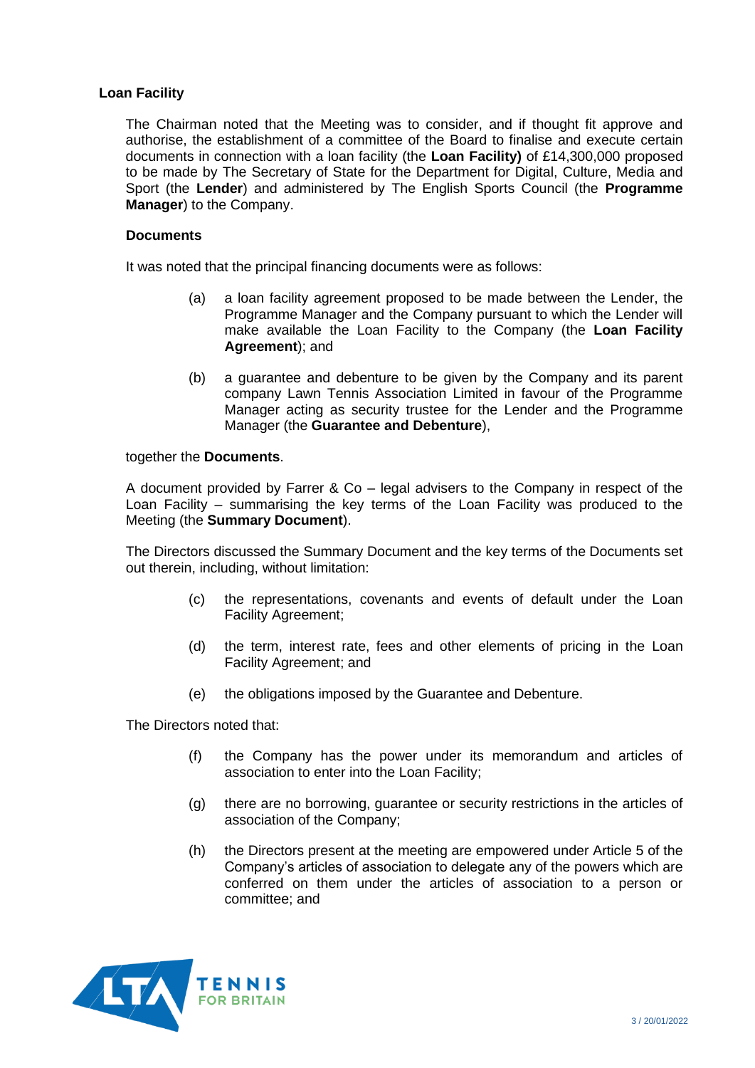### Loan Facility

The Chairman noted that the Meeting was to consider, and if thought fit approve and authorise, the establishment of a committee of the Board to finalise and execute certain documents in connection with a loan facility (the **Loan Facility)** of £14,300,000 proposed to be made by The Secretary of State for the Department for Digital, Culture, Media and Sport (the **Lender**) and administered by The English Sports Council (the **Programme Manager**) to the Company.

### Documents

It was noted that the principal financing documents were as follows:

(a) a loan facility agreement proposed to be made between the Lender, the Programme Manager and the Company pursuant to which the Lender will make available the Loan Facility to the Company (the **Loan Facility Agreement**); and

(b) a guarantee and debenture to be given by the Company and its parent company Lawn Tennis Association Limited in favour of the Programme Manager acting as security trustee for the Lender and the Programme Manager (the **Guarantee and Debenture**),

together the **Documents**.

A document provided by Farrer & Co – legal advisers to the Company in respect of the Loan Facility – summarising the key terms of the Loan Facility was produced to the Meeting (the **Summary Document**).

The Directors discussed the Summary Document and the key terms of the Documents set out therein, including, without limitation:

(c) the representations, covenants and events of default under the Loan Facility Agreement;

(d) the term, interest rate, fees and other elements of pricing in the Loan Facility Agreement; and

(e) the obligations imposed by the Guarantee and Debenture.

The Directors noted that:

(f) the Company has the power under its memorandum and articles of association to enter into the Loan Facility;

(g) there are no borrowing, guarantee or security restrictions in the articles of association of the Company;

(h) the Directors present at the meeting are empowered under Article 5 of the Company's articles of association to delegate any of the powers which are conferred on them under the articles of association to a person or committee; and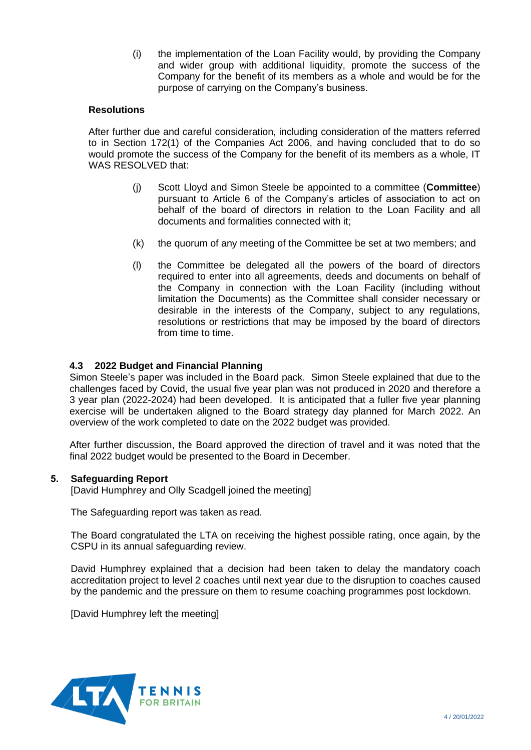(i) the implementation of the Loan Facility would, by providing the Company and wider group with additional liquidity, promote the success of the Company for the benefit of its members as a whole and would be for the purpose of carrying on the Company's business.

**Resolutions**

After further due and careful consideration, including consideration of the matters referred to in Section 172(1) of the Companies Act 2006, and having concluded that to do so would promote the success of the Company for the benefit of its members as a whole, IT WAS RESOLVED that:

(j) Scott Lloyd and Simon Steele be appointed to a committee (**Committee**) pursuant to Article 6 of the Company's articles of association to act on behalf of the board of directors in relation to the Loan Facility and all documents and formalities connected with it;

(k) the quorum of any meeting of the Committee be set at two members; and

(l) the Committee be delegated all the powers of the board of directors required to enter into all agreements, deeds and documents on behalf of the Company in connection with the Loan Facility (including without limitation the Documents) as the Committee shall consider necessary or desirable in the interests of the Company, subject to any regulations, resolutions or restrictions that may be imposed by the board of directors from time to time.

### 4.3 2022 Budget and Financial Planning

Simon Steele's paper was included in the Board pack. Simon Steele explained that due to the challenges faced by Covid, the usual five year plan was not produced in 2020 and therefore a 3 year plan (2022-2024) had been developed. It is anticipated that a fuller five year planning exercise will be undertaken aligned to the Board strategy day planned for March 2022. An overview of the work completed to date on the 2022 budget was provided.

After further discussion, the Board approved the direction of travel and it was noted that the final 2022 budget would be presented to the Board in December.

## 5. Safeguarding Report

[David Humphrey and Olly Scadgell joined the meeting]

The Safeguarding report was taken as read.

The Board congratulated the LTA on receiving the highest possible rating, once again, by the CSPU in its annual safeguarding review.

David Humphrey explained that a decision had been taken to delay the mandatory coach accreditation project to level 2 coaches until next year due to the disruption to coaches caused by the pandemic and the pressure on them to resume coaching programmes post lockdown.

[David Humphrey left the meeting]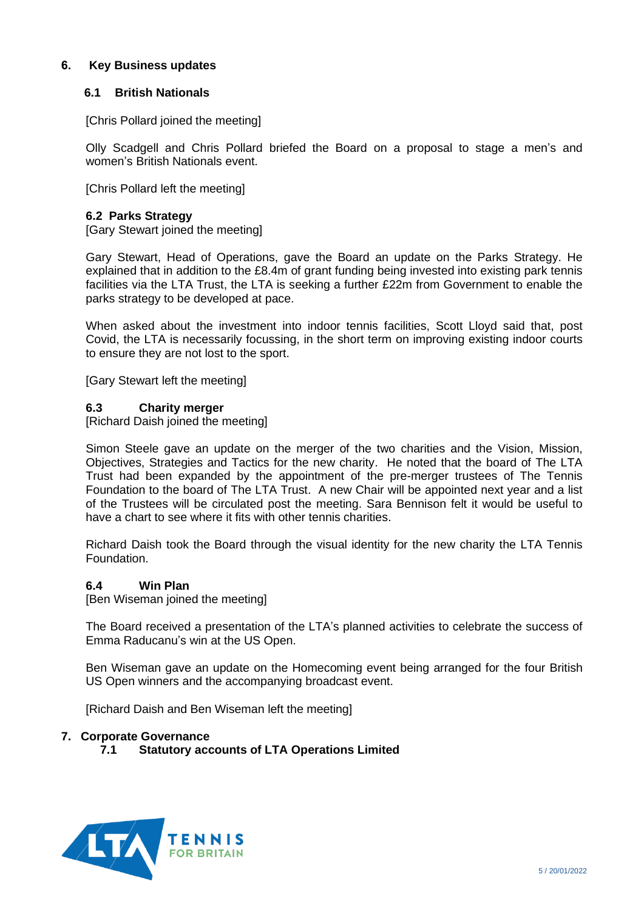## 6. Key Business updates

### 6.1 British Nationals

[Chris Pollard joined the meeting]

Olly Scadgell and Chris Pollard briefed the Board on a proposal to stage a men's and women's British Nationals event.

[Chris Pollard left the meeting]

### 6.2 Parks Strategy

[Gary Stewart joined the meeting]

Gary Stewart, Head of Operations, gave the Board an update on the Parks Strategy. He explained that in addition to the £8.4m of grant funding being invested into existing park tennis facilities via the LTA Trust, the LTA is seeking a further £22m from Government to enable the parks strategy to be developed at pace.

When asked about the investment into indoor tennis facilities, Scott Lloyd said that, post Covid, the LTA is necessarily focussing, in the short term on improving existing indoor courts to ensure they are not lost to the sport.

[Gary Stewart left the meeting]

### 6.3 Charity merger

[Richard Daish joined the meeting]

Simon Steele gave an update on the merger of the two charities and the Vision, Mission, Objectives, Strategies and Tactics for the new charity. He noted that the board of The LTA Trust had been expanded by the appointment of the pre-merger trustees of The Tennis Foundation to the board of The LTA Trust. A new Chair will be appointed next year and a list of the Trustees will be circulated post the meeting. Sara Bennison felt it would be useful to have a chart to see where it fits with other tennis charities.

Richard Daish took the Board through the visual identity for the new charity the LTA Tennis Foundation.

### 6.4 Win Plan

[Ben Wiseman joined the meeting]

The Board received a presentation of the LTA's planned activities to celebrate the success of Emma Raducanu's win at the US Open.

Ben Wiseman gave an update on the Homecoming event being arranged for the four British US Open winners and the accompanying broadcast event.

[Richard Daish and Ben Wiseman left the meeting]

## 7. Corporate Governance

### 7.1 Statutory accounts of LTA Operations Limited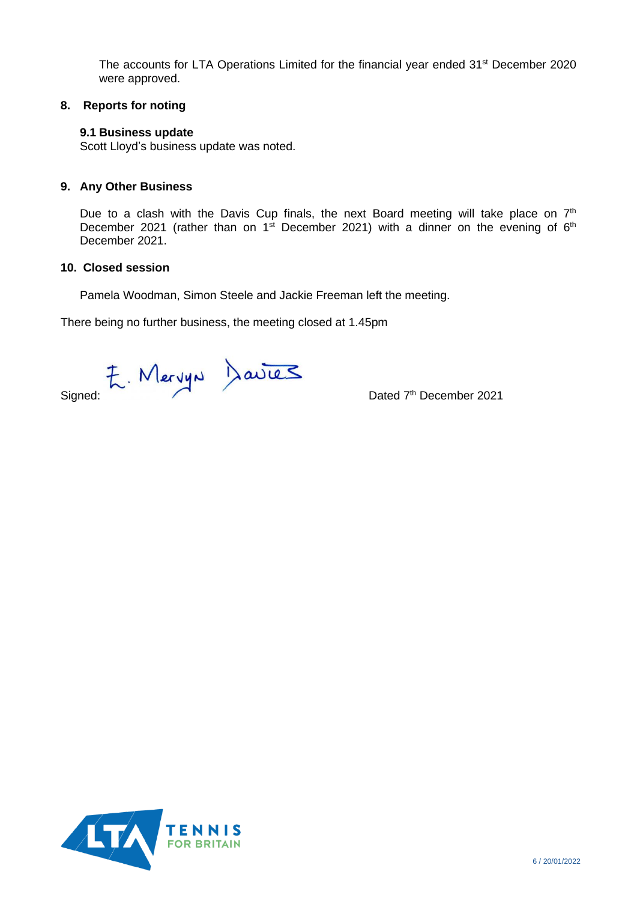The accounts for LTA Operations Limited for the financial year ended 31st December 2020 were approved.

## 8. Reports for noting

### 9.1 Business update

Scott Lloyd's business update was noted.

## 9. Any Other Business

Due to a clash with the Davis Cup finals, the next Board meeting will take place on 7th December 2021 (rather than on 1st December 2021) with a dinner on the evening of 6th December 2021.

## 10. Closed session

Pamela Woodman, Simon Steele and Jackie Freeman left the meeting.

There being no further business, the meeting closed at 1.45pm

Signed: E. Mervyn Davies

Dated 7th December 2021